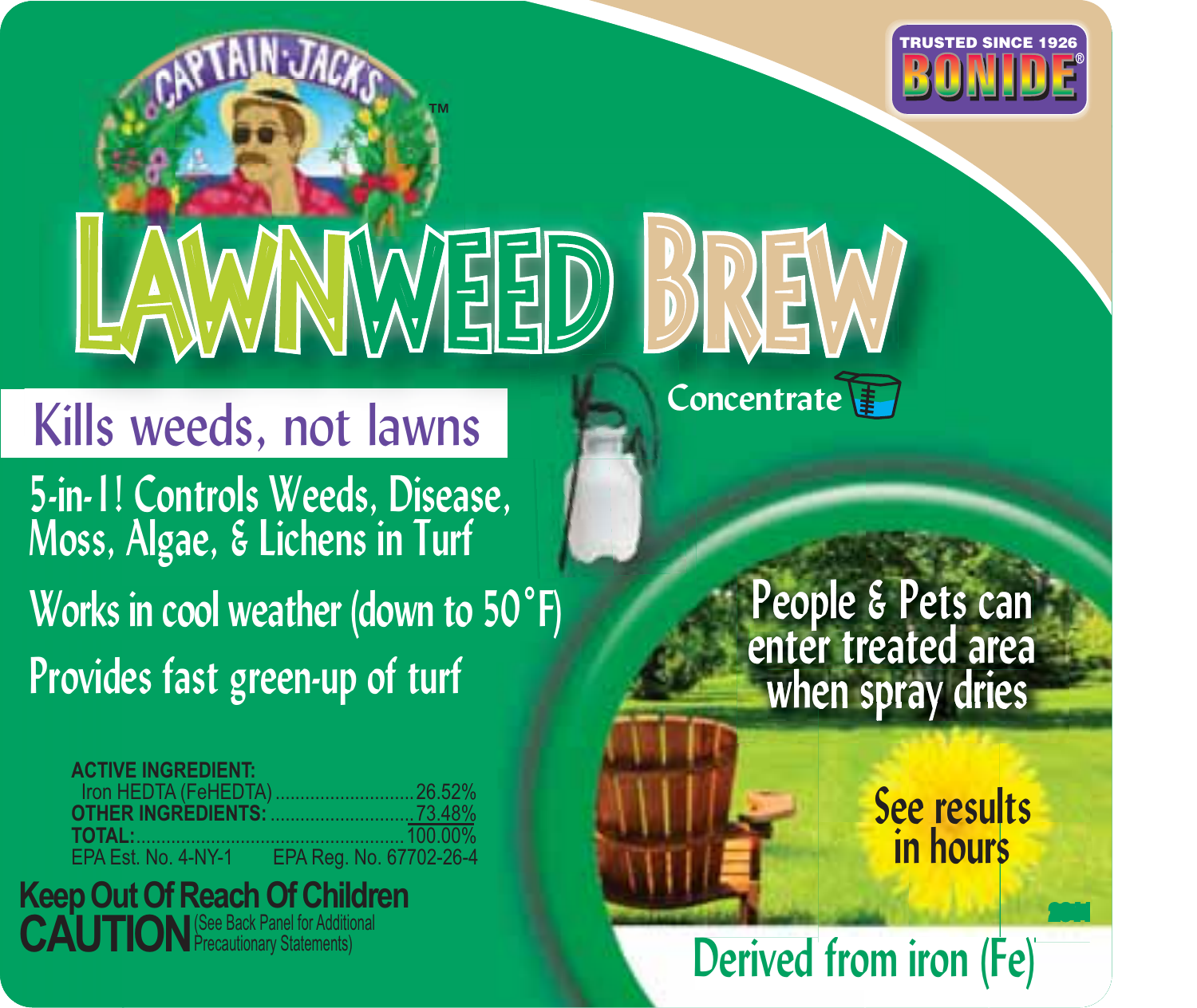TRUSTED SINCE 1926

BONIDE®

CAPTAIN JACK'S™

# LAWNWEED BREW

Concentrate

## Kills weeds, not lawns

5-in-1! Controls Weeds, Disease, Moss, Algae, & Lichens in Turf

Works in cool weather (down to 50°F)

Provides fast green-up of turf

People & Pets can enter treated area when spray dries

See results in hours

**ACTIVE INGREDIENT:**
Iron HEDTA (FeHEDTA) ............................26.52%
**OTHER INGREDIENTS:** ............................73.48%
**TOTAL:** ....................................................100.00%

EPA Est. No. 4-NY-1 EPA Reg. No. 67702-26-4

**Keep Out Of Reach Of Children**

**CAUTION** (See Back Panel for Additional Precautionary Statements)

Derived from iron (Fe)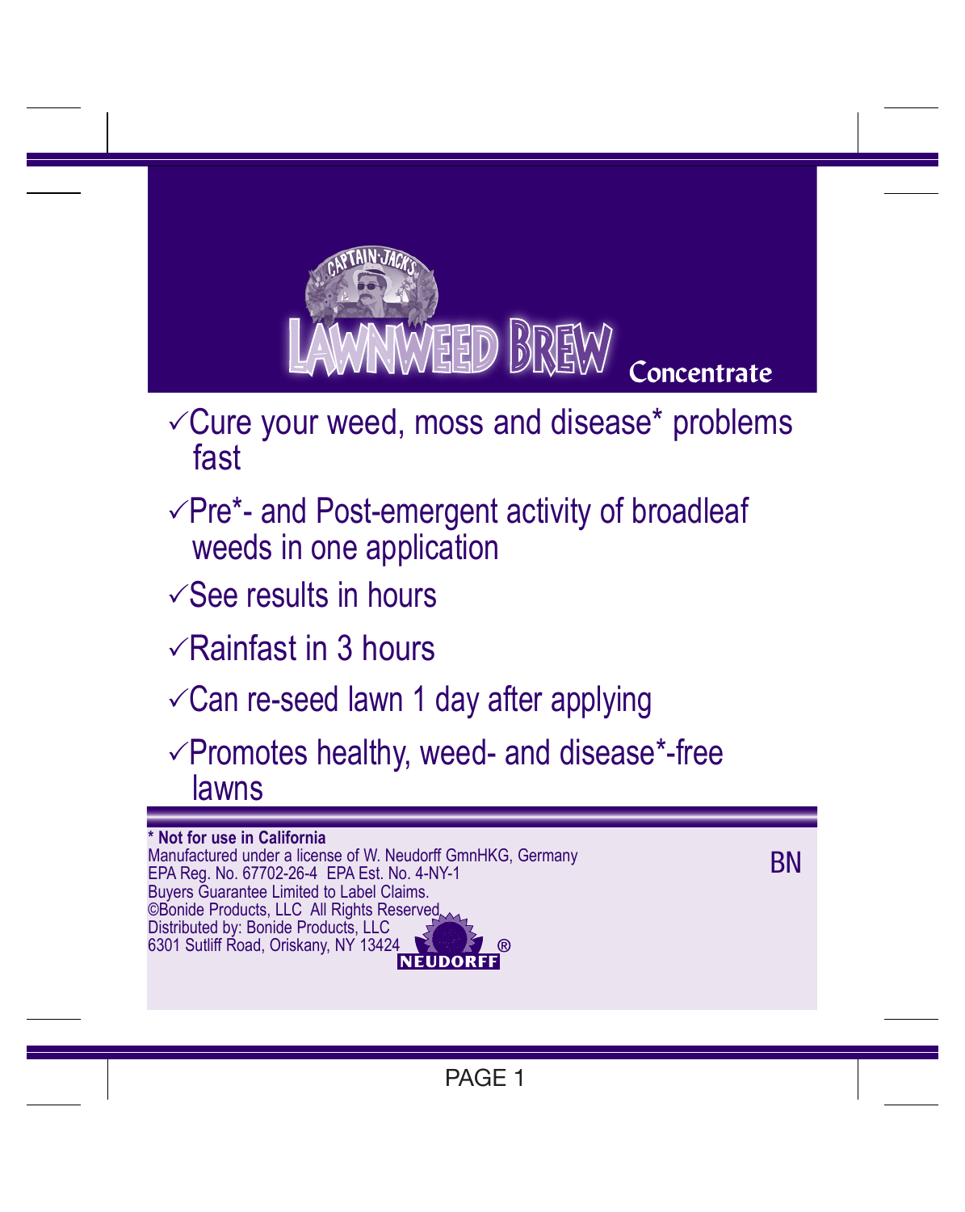CAPTAIN JACK'S

# LAWNWEED BREW Concentrate

- ✓Cure your weed, moss and disease* problems fast
- ✓Pre*- and Post-emergent activity of broadleaf weeds in one application
- ✓See results in hours
- ✓Rainfast in 3 hours
- ✓Can re-seed lawn 1 day after applying
- ✓Promotes healthy, weed- and disease*-free lawns

**\* Not for use in California**
Manufactured under a license of W. Neudorff GmnHKG, Germany
EPA Reg. No. 67702-26-4 EPA Est. No. 4-NY-1
Buyers Guarantee Limited to Label Claims.
©Bonide Products, LLC All Rights Reserved
Distributed by: Bonide Products, LLC
6301 Sutliff Road, Oriskany, NY 13424

NEUDORFF®

BN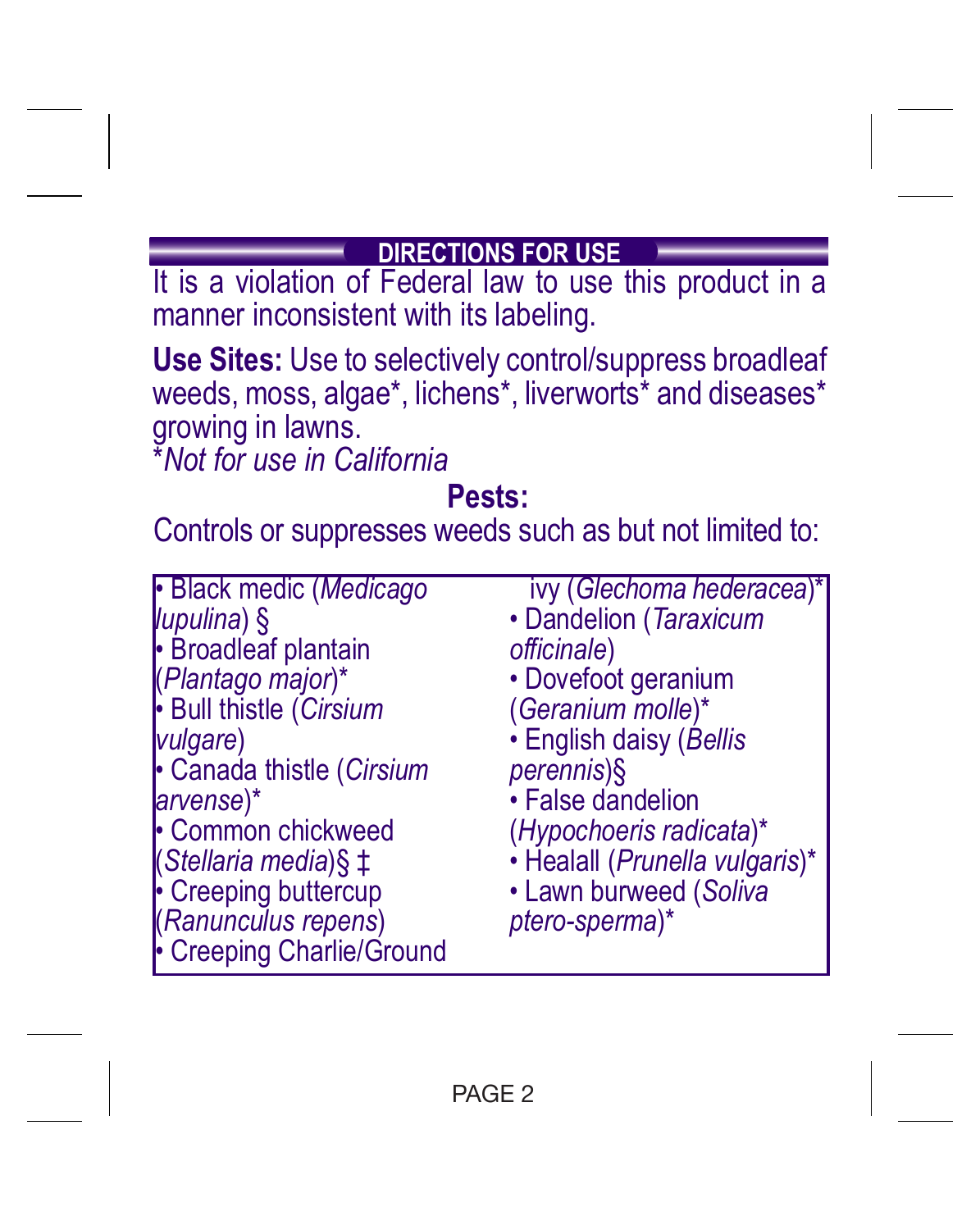## DIRECTIONS FOR USE

It is a violation of Federal law to use this product in a manner inconsistent with its labeling.

**Use Sites:** Use to selectively control/suppress broadleaf weeds, moss, algae*, lichens*, liverworts* and diseases* growing in lawns.
**Not for use in California*

### Pests:

Controls or suppresses weeds such as but not limited to:

- Black medic (*Medicago lupulina*) §
- Broadleaf plantain (*Plantago major*)*
- Bull thistle (*Cirsium vulgare*)
- Canada thistle (*Cirsium arvense*)*
- Common chickweed (*Stellaria media*)§ ‡
- Creeping buttercup (*Ranunculus repens*)
- Creeping Charlie/Ground ivy (*Glechoma hederacea*)*
- Dandelion (*Taraxicum officinale*)
- Dovefoot geranium (*Geranium molle*)*
- English daisy (*Bellis perennis*)§
- False dandelion (*Hypochoeris radicata*)*
- Healall (*Prunella vulgaris*)*
- Lawn burweed (*Soliva ptero-sperma*)*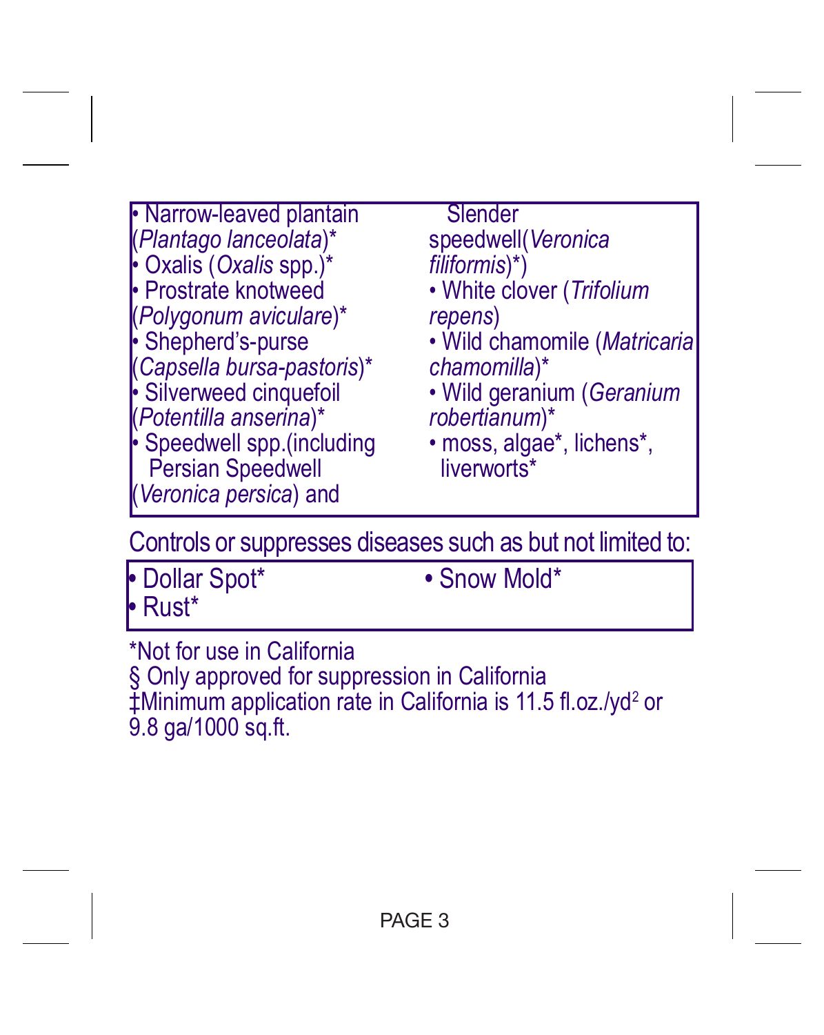- Narrow-leaved plantain (*Plantago lanceolata*)*
- Oxalis (*Oxalis* spp.)*
- Prostrate knotweed (*Polygonum aviculare*)*
- Shepherd's-purse (*Capsella bursa-pastoris*)*
- Silverweed cinquefoil (*Potentilla anserina*)*
- Speedwell spp.(including Persian Speedwell (*Veronica persica*) and Slender speedwell(*Veronica filiformis*)*)
- White clover (*Trifolium repens*)
- Wild chamomile (*Matricaria chamomilla*)*
- Wild geranium (*Geranium robertianum*)*
- moss, algae*, lichens*, liverworts*

Controls or suppresses diseases such as but not limited to:

- Dollar Spot*
- Rust*
- Snow Mold*

*Not for use in California
§ Only approved for suppression in California
‡Minimum application rate in California is 11.5 fl.oz./yd$^2$ or 9.8 ga/1000 sq.ft.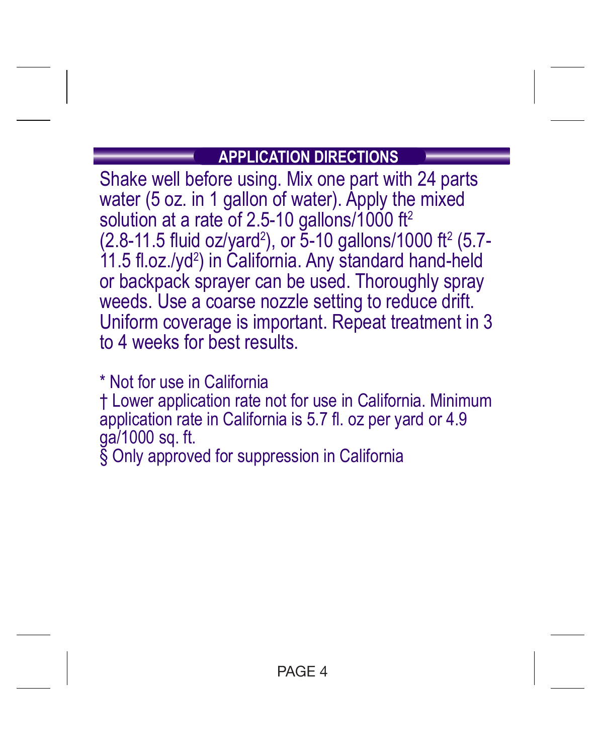## APPLICATION DIRECTIONS

Shake well before using. Mix one part with 24 parts water (5 oz. in 1 gallon of water). Apply the mixed solution at a rate of 2.5-10 gallons/1000 $ft^2$ (2.8-11.5 fluid oz/$yard^2$), or 5-10 gallons/1000 $ft^2$ (5.7-11.5 fl.oz./$yd^2$) in California. Any standard hand-held or backpack sprayer can be used. Thoroughly spray weeds. Use a coarse nozzle setting to reduce drift. Uniform coverage is important. Repeat treatment in 3 to 4 weeks for best results.

* Not for use in California
† Lower application rate not for use in California. Minimum application rate in California is 5.7 fl. oz per yard or 4.9 ga/1000 sq. ft.
§ Only approved for suppression in California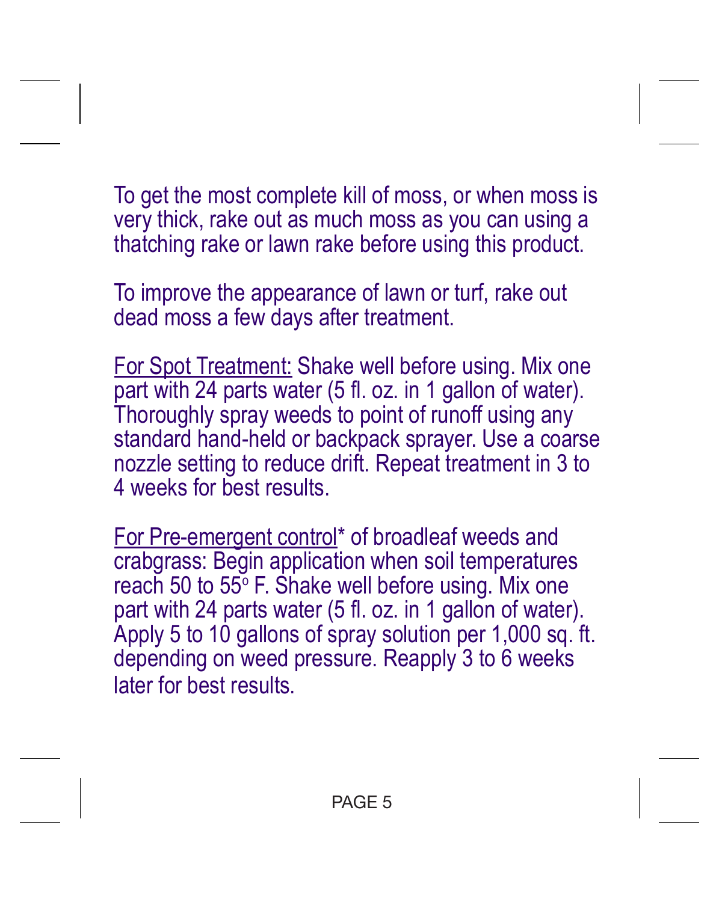To get the most complete kill of moss, or when moss is very thick, rake out as much moss as you can using a thatching rake or lawn rake before using this product.

To improve the appearance of lawn or turf, rake out dead moss a few days after treatment.

<u>For Spot Treatment:</u> Shake well before using. Mix one part with 24 parts water (5 fl. oz. in 1 gallon of water). Thoroughly spray weeds to point of runoff using any standard hand-held or backpack sprayer. Use a coarse nozzle setting to reduce drift. Repeat treatment in 3 to 4 weeks for best results.

<u>For Pre-emergent control</u>* of broadleaf weeds and crabgrass: Begin application when soil temperatures reach 50 to 55° F. Shake well before using. Mix one part with 24 parts water (5 fl. oz. in 1 gallon of water). Apply 5 to 10 gallons of spray solution per 1,000 sq. ft. depending on weed pressure. Reapply 3 to 6 weeks later for best results.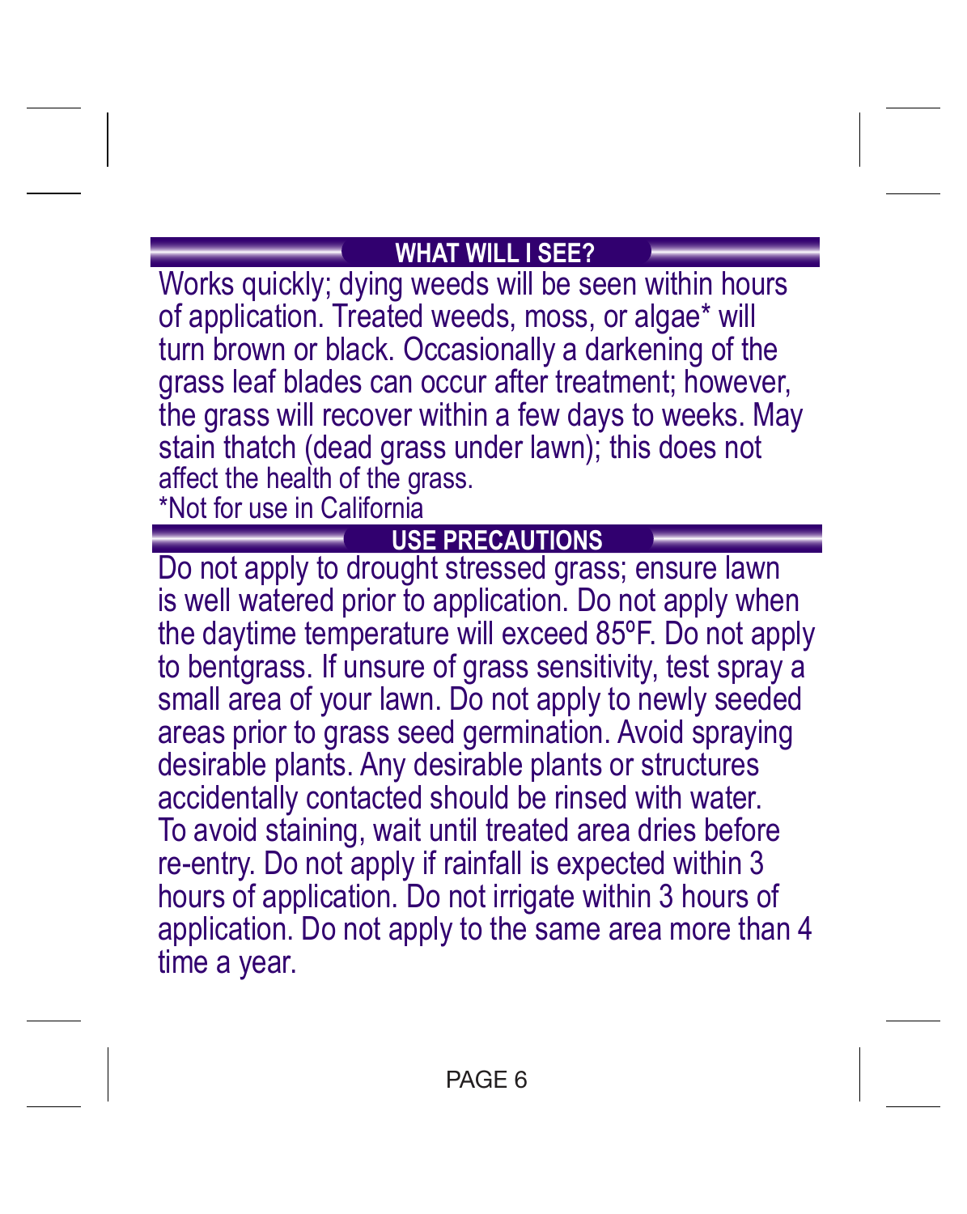## WHAT WILL I SEE?

Works quickly; dying weeds will be seen within hours of application. Treated weeds, moss, or algae* will turn brown or black. Occasionally a darkening of the grass leaf blades can occur after treatment; however, the grass will recover within a few days to weeks. May stain thatch (dead grass under lawn); this does not affect the health of the grass.

*Not for use in California

## USE PRECAUTIONS

Do not apply to drought stressed grass; ensure lawn is well watered prior to application. Do not apply when the daytime temperature will exceed 85ºF. Do not apply to bentgrass. If unsure of grass sensitivity, test spray a small area of your lawn. Do not apply to newly seeded areas prior to grass seed germination. Avoid spraying desirable plants. Any desirable plants or structures accidentally contacted should be rinsed with water. To avoid staining, wait until treated area dries before re-entry. Do not apply if rainfall is expected within 3 hours of application. Do not irrigate within 3 hours of application. Do not apply to the same area more than 4 time a year.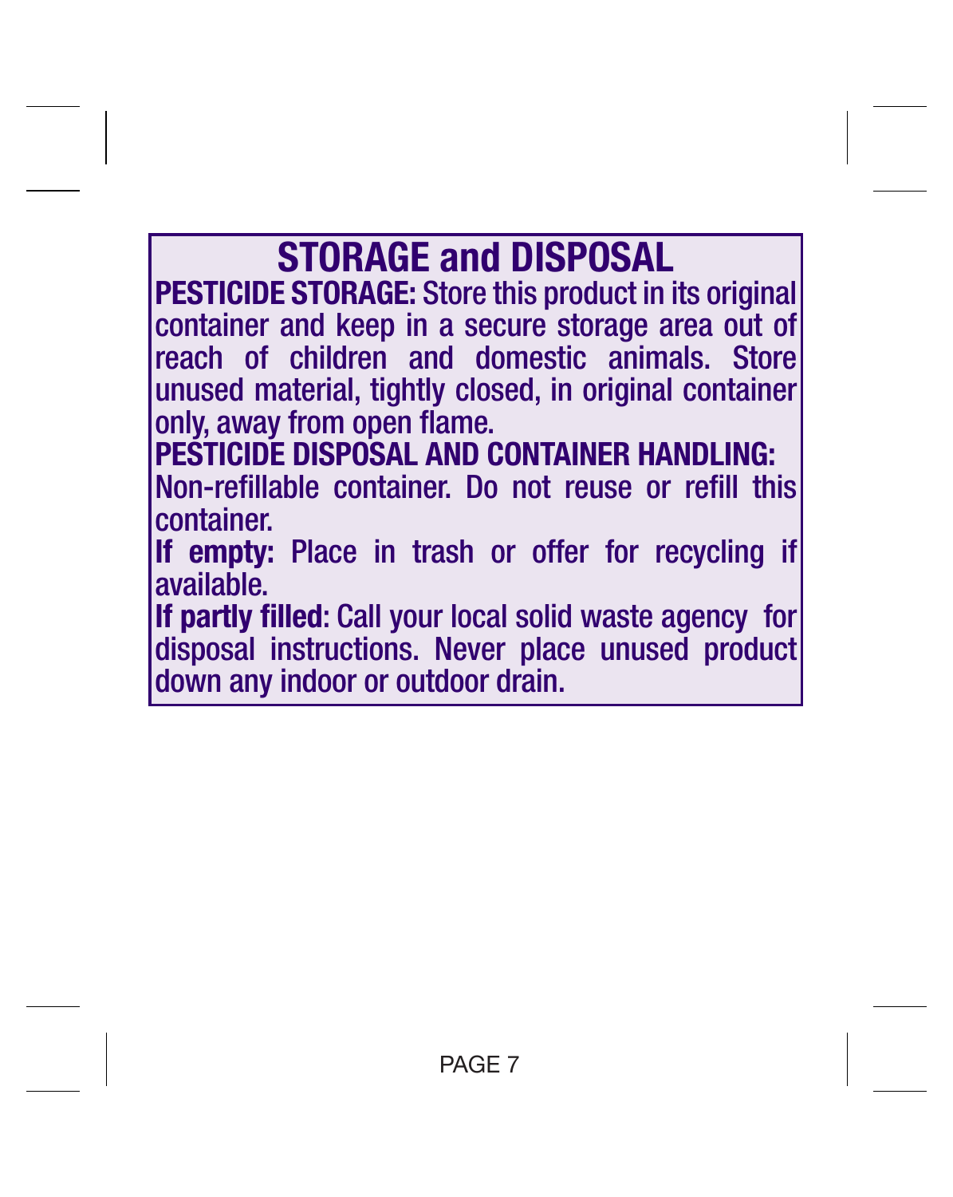# STORAGE and DISPOSAL

**PESTICIDE STORAGE:** Store this product in its original container and keep in a secure storage area out of reach of children and domestic animals. Store unused material, tightly closed, in original container only, away from open flame.

**PESTICIDE DISPOSAL AND CONTAINER HANDLING:**

Non-refillable container. Do not reuse or refill this container.

**If empty:** Place in trash or offer for recycling if available.

**If partly filled:** Call your local solid waste agency for disposal instructions. Never place unused product down any indoor or outdoor drain.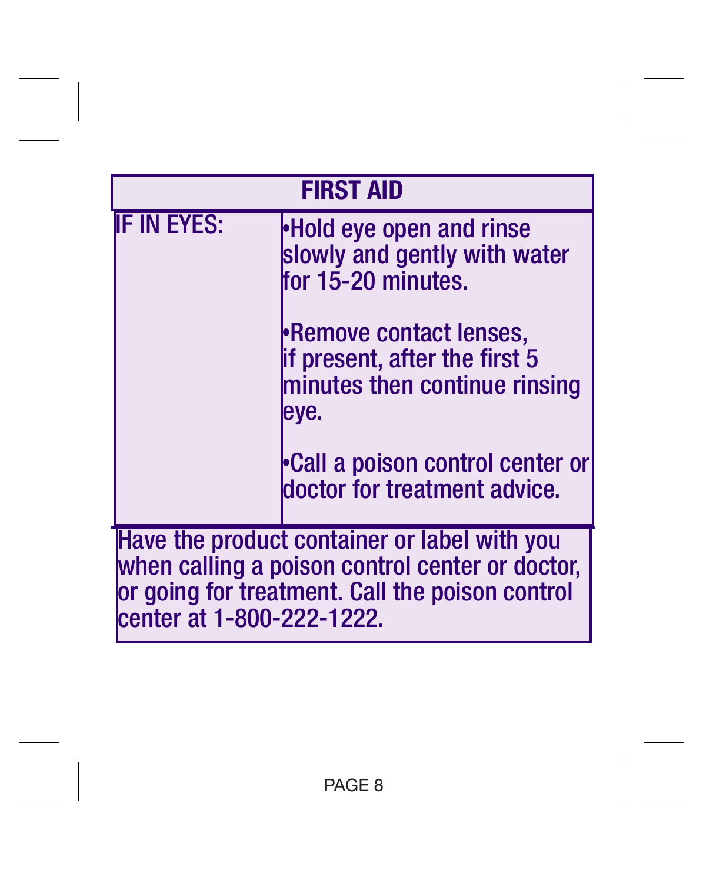| FIRST AID | |
|---|---|
| IF IN EYES: | •Hold eye open and rinse slowly and gently with water for 15-20 minutes.<br><br>•Remove contact lenses, if present, after the first 5 minutes then continue rinsing eye.<br><br>•Call a poison control center or doctor for treatment advice. |
| Have the product container or label with you when calling a poison control center or doctor, or going for treatment. Call the poison control center at 1-800-222-1222. | |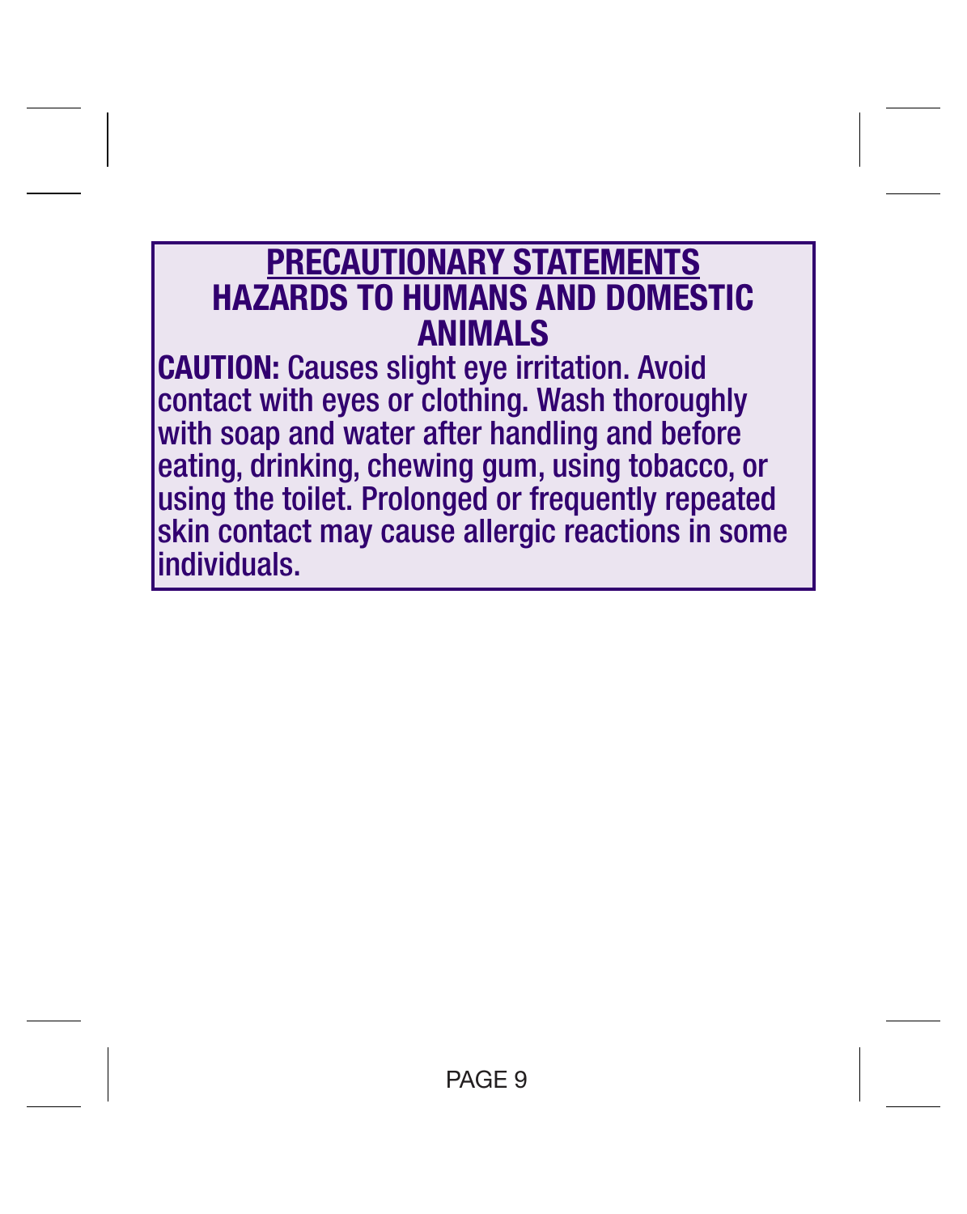## PRECAUTIONARY STATEMENTS

### HAZARDS TO HUMANS AND DOMESTIC ANIMALS

**CAUTION:** Causes slight eye irritation. Avoid contact with eyes or clothing. Wash thoroughly with soap and water after handling and before eating, drinking, chewing gum, using tobacco, or using the toilet. Prolonged or frequently repeated skin contact may cause allergic reactions in some individuals.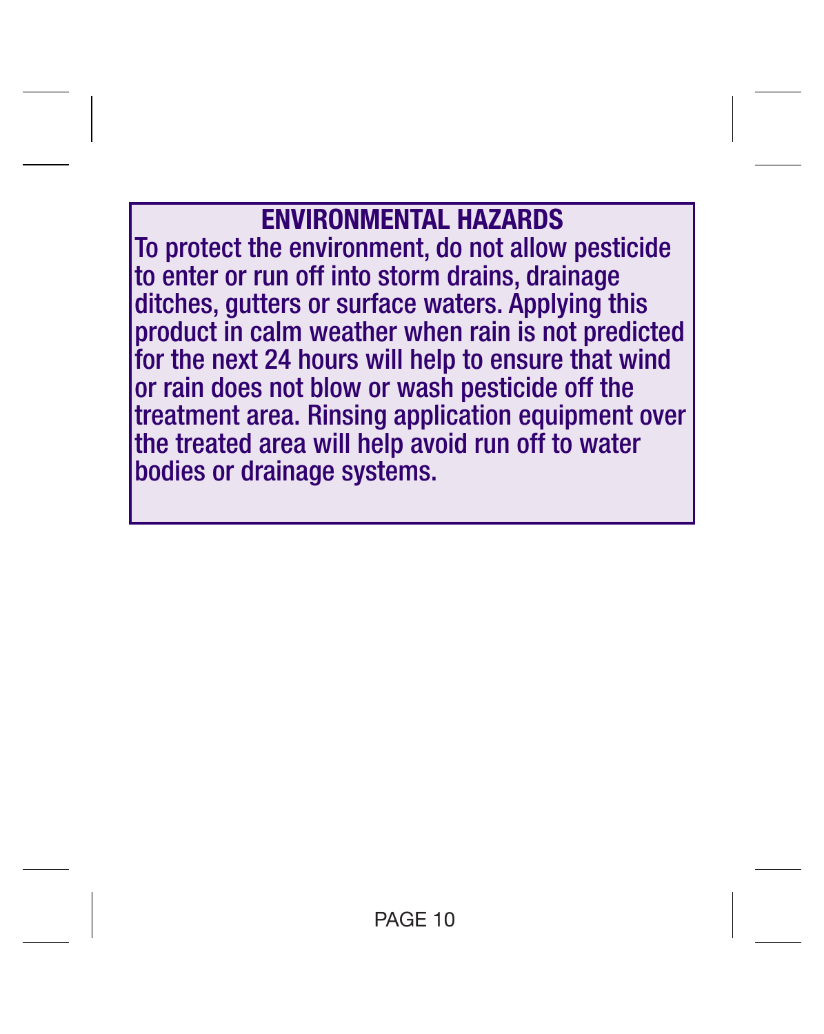## ENVIRONMENTAL HAZARDS

To protect the environment, do not allow pesticide to enter or run off into storm drains, drainage ditches, gutters or surface waters. Applying this product in calm weather when rain is not predicted for the next 24 hours will help to ensure that wind or rain does not blow or wash pesticide off the treatment area. Rinsing application equipment over the treated area will help avoid run off to water bodies or drainage systems.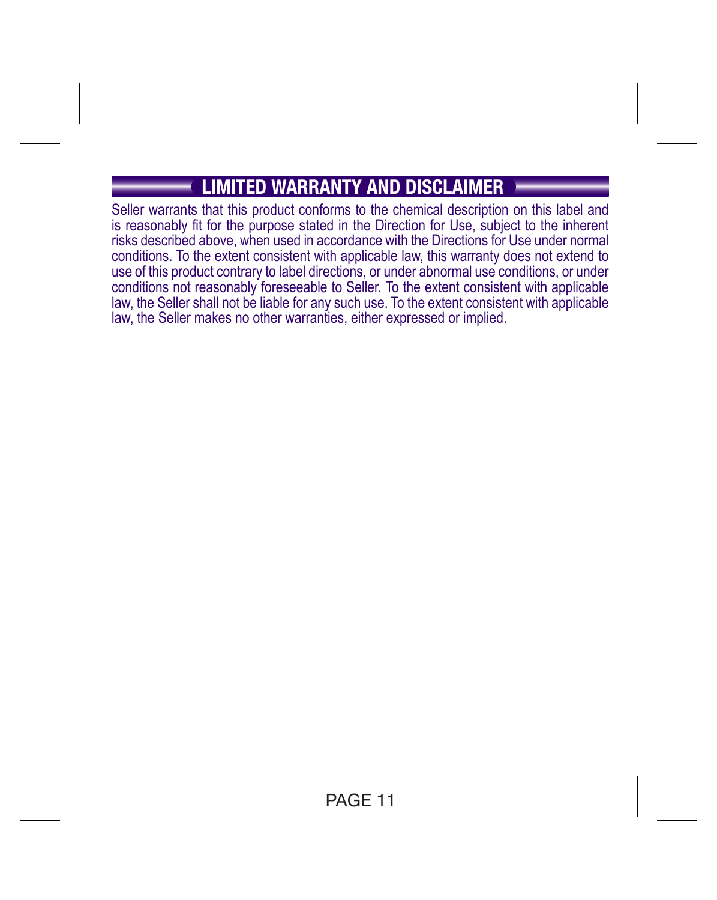## LIMITED WARRANTY AND DISCLAIMER

Seller warrants that this product conforms to the chemical description on this label and is reasonably fit for the purpose stated in the Direction for Use, subject to the inherent risks described above, when used in accordance with the Directions for Use under normal conditions. To the extent consistent with applicable law, this warranty does not extend to use of this product contrary to label directions, or under abnormal use conditions, or under conditions not reasonably foreseeable to Seller. To the extent consistent with applicable law, the Seller shall not be liable for any such use. To the extent consistent with applicable law, the Seller makes no other warranties, either expressed or implied.